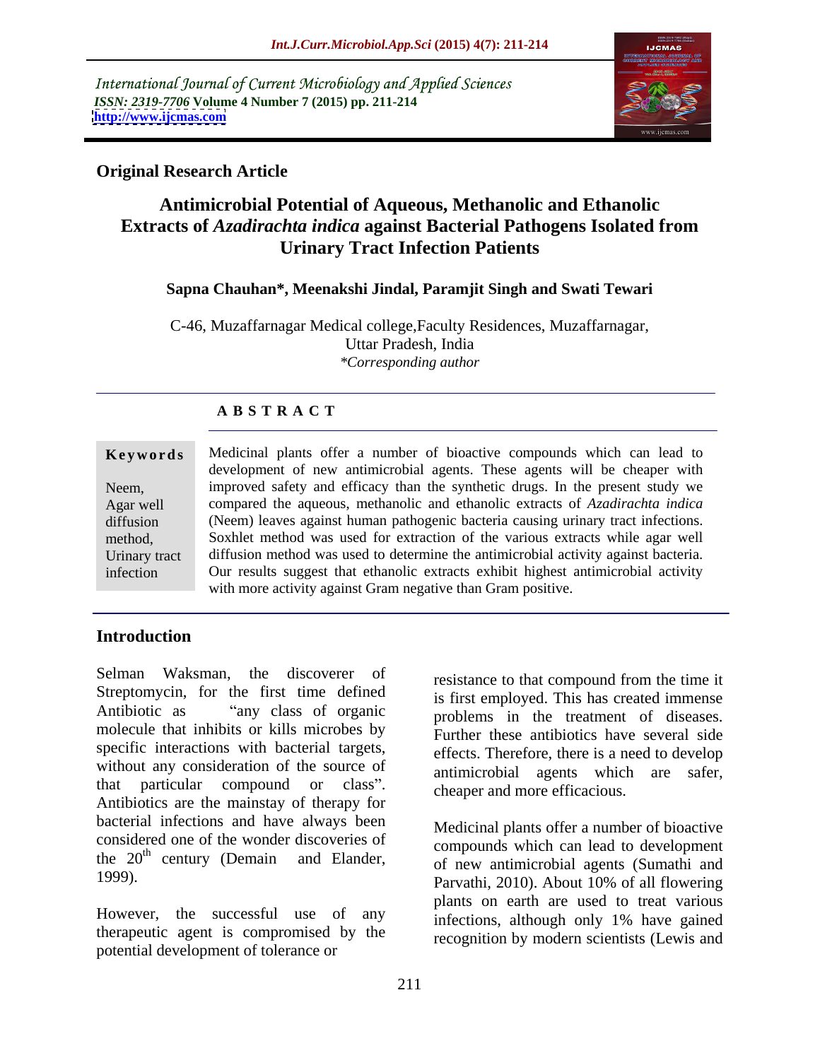International Journal of Current Microbiology and Applied Sciences
*ISSN: 2319-7706* **Volume 4 Number 7 (2015) pp. 211-214**
**http://www.ijcmas.com**

**Original Research Article**

# Antimicrobial Potential of Aqueous, Methanolic and Ethanolic Extracts of *Azadirachta indica* against Bacterial Pathogens Isolated from Urinary Tract Infection Patients

**Sapna Chauhan\*, Meenakshi Jindal, Paramjit Singh and Swati Tewari**

C-46, Muzaffarnagar Medical college,Faculty Residences, Muzaffarnagar, Uttar Pradesh, India
*\*Corresponding author*

## ABSTRACT

**Keywords**

Neem, Agar well diffusion method, Urinary tract infection

Medicinal plants offer a number of bioactive compounds which can lead to development of new antimicrobial agents. These agents will be cheaper with improved safety and efficacy than the synthetic drugs. In the present study we compared the aqueous, methanolic and ethanolic extracts of *Azadirachta indica* (Neem) leaves against human pathogenic bacteria causing urinary tract infections. Soxhlet method was used for extraction of the various extracts while agar well diffusion method was used to determine the antimicrobial activity against bacteria. Our results suggest that ethanolic extracts exhibit highest antimicrobial activity with more activity against Gram negative than Gram positive.

## Introduction

Selman Waksman, the discoverer of Streptomycin, for the first time defined Antibiotic as "any class of organic molecule that inhibits or kills microbes by specific interactions with bacterial targets, without any consideration of the source of that particular compound or class". Antibiotics are the mainstay of therapy for bacterial infections and have always been considered one of the wonder discoveries of the 20th century (Demain and Elander, 1999).

However, the successful use of any therapeutic agent is compromised by the potential development of tolerance or resistance to that compound from the time it is first employed. This has created immense problems in the treatment of diseases. Further these antibiotics have several side effects. Therefore, there is a need to develop antimicrobial agents which are safer, cheaper and more efficacious.

Medicinal plants offer a number of bioactive compounds which can lead to development of new antimicrobial agents (Sumathi and Parvathi, 2010). About 10% of all flowering plants on earth are used to treat various infections, although only 1% have gained recognition by modern scientists (Lewis and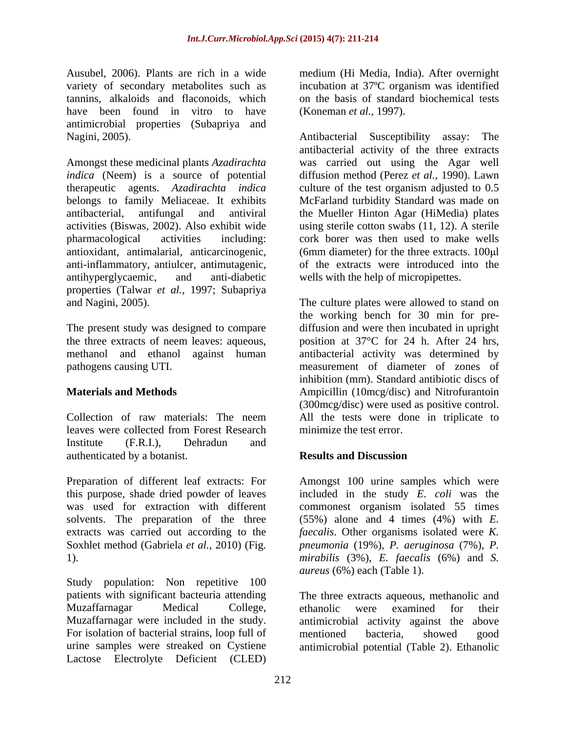Ausubel, 2006). Plants are rich in a wide variety of secondary metabolites such as tannins, alkaloids and flaconoids, which have been found in vitro to have antimicrobial properties (Subapriya and Nagini, 2005).

Amongst these medicinal plants *Azadirachta indica* (Neem) is a source of potential therapeutic agents. *Azadirachta indica* belongs to family Meliaceae. It exhibits antibacterial, antifungal and antiviral activities (Biswas, 2002). Also exhibit wide pharmacological activities including: antioxidant, antimalarial, anticarcinogenic, anti-inflammatory, antiulcer, antimutagenic, antihyperglycaemic, and anti-diabetic properties (Talwar *et al.,* 1997; Subapriya and Nagini, 2005).

The present study was designed to compare the three extracts of neem leaves: aqueous, methanol and ethanol against human pathogens causing UTI.

## Materials and Methods

Collection of raw materials: The neem leaves were collected from Forest Research Institute (F.R.I.), Dehradun and authenticated by a botanist.

Preparation of different leaf extracts: For this purpose, shade dried powder of leaves was used for extraction with different solvents. The preparation of the three extracts was carried out according to the Soxhlet method (Gabriela *et al.,* 2010) (Fig. 1).

Study population: Non repetitive 100 patients with significant bacteuria attending Muzaffarnagar Medical College, Muzaffarnagar were included in the study. For isolation of bacterial strains, loop full of urine samples were streaked on Cystiene Lactose Electrolyte Deficient (CLED) medium (Hi Media, India). After overnight incubation at 37ºC organism was identified on the basis of standard biochemical tests (Koneman *et al.,* 1997).

Antibacterial Susceptibility assay: The antibacterial activity of the three extracts was carried out using the Agar well diffusion method (Perez *et al.,* 1990). Lawn culture of the test organism adjusted to 0.5 McFarland turbidity Standard was made on the Mueller Hinton Agar (HiMedia) plates using sterile cotton swabs (11, 12). A sterile cork borer was then used to make wells (6mm diameter) for the three extracts. 100µl of the extracts were introduced into the wells with the help of micropipettes.

The culture plates were allowed to stand on the working bench for 30 min for pre-diffusion and were then incubated in upright position at 37°C for 24 h. After 24 hrs, antibacterial activity was determined by measurement of diameter of zones of inhibition (mm). Standard antibiotic discs of Ampicillin (10mcg/disc) and Nitrofurantoin (300mcg/disc) were used as positive control. All the tests were done in triplicate to minimize the test error.

## Results and Discussion

Amongst 100 urine samples which were included in the study *E. coli* was the commonest organism isolated 55 times (55%) alone and 4 times (4%) with *E. faecalis*. Other organisms isolated were *K. pneumonia* (19%), *P. aeruginosa* (7%), *P. mirabilis* (3%), *E. faecalis* (6%) and *S. aureus* (6%) each (Table 1).

The three extracts aqueous, methanolic and ethanolic were examined for their antimicrobial activity against the above mentioned bacteria, showed good antimicrobial potential (Table 2). Ethanolic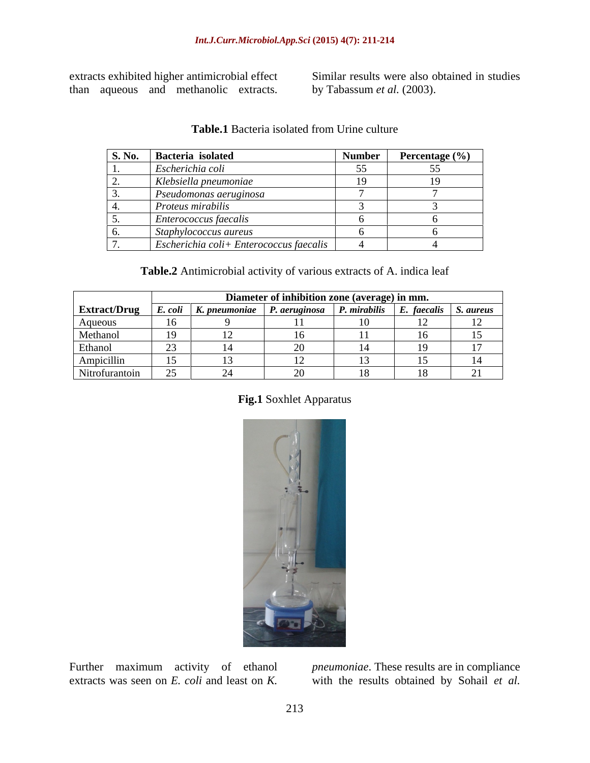extracts exhibited higher antimicrobial effect than aqueous and methanolic extracts. Similar results were also obtained in studies by Tabassum *et al*. (2003).

**Table.1** Bacteria isolated from Urine culture

| S. No. | Bacteria isolated | Number | Percentage (%) |
|---|---|---|---|
| 1. | *Escherichia coli* | 55 | 55 |
| 2. | *Klebsiella pneumoniae* | 19 | 19 |
| 3. | *Pseudomonas aeruginosa* | 7 | 7 |
| 4. | *Proteus mirabilis* | 3 | 3 |
| 5. | *Enterococcus faecalis* | 6 | 6 |
| 6. | *Staphylococcus aureus* | 6 | 6 |
| 7. | *Escherichia coli+ Enterococcus faecalis* | 4 | 4 |

**Table.2** Antimicrobial activity of various extracts of A. indica leaf

| | Diameter of inhibition zone (average) in mm. | | | | | |
|---|---|---|---|---|---|---|
| **Extract/Drug** | ***E. coli*** | ***K. pneumoniae*** | ***P. aeruginosa*** | ***P. mirabilis*** | ***E. faecalis*** | ***S. aureus*** |
| Aqueous | 16 | 9 | 11 | 10 | 12 | 12 |
| Methanol | 19 | 12 | 16 | 11 | 16 | 15 |
| Ethanol | 23 | 14 | 20 | 14 | 19 | 17 |
| Ampicillin | 15 | 13 | 12 | 13 | 15 | 14 |
| Nitrofurantoin | 25 | 24 | 20 | 18 | 18 | 21 |

**Fig.1** Soxhlet Apparatus

Further maximum activity of ethanol extracts was seen on *E. coli* and least on *K. pneumoniae*. These results are in compliance with the results obtained by Sohail *et al.*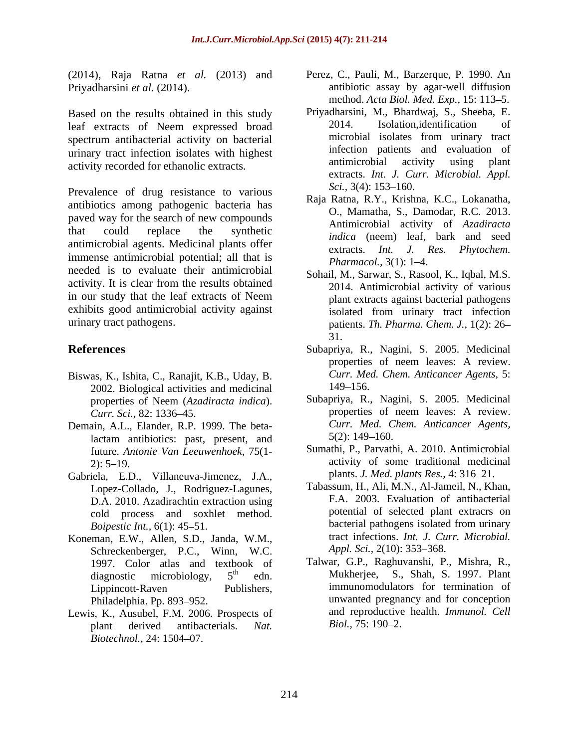(2014), Raja Ratna *et al.* (2013) and Priyadharsini *et al.* (2014).

Based on the results obtained in this study leaf extracts of Neem expressed broad spectrum antibacterial activity on bacterial urinary tract infection isolates with highest activity recorded for ethanolic extracts.

Prevalence of drug resistance to various antibiotics among pathogenic bacteria has paved way for the search of new compounds that could replace the synthetic antimicrobial agents. Medicinal plants offer immense antimicrobial potential; all that is needed is to evaluate their antimicrobial activity. It is clear from the results obtained in our study that the leaf extracts of Neem exhibits good antimicrobial activity against urinary tract pathogens.

## References

Biswas, K., Ishita, C., Ranajit, K.B., Uday, B. 2002. Biological activities and medicinal properties of Neem (*Azadiracta indica*). *Curr. Sci.,* 82: 1336–45.

Demain, A.L., Elander, R.P. 1999. The beta-lactam antibiotics: past, present, and future. *Antonie Van Leeuwenhoek,* 75(1-2): 5–19.

Gabriela, E.D., Villaneuva-Jimenez, J.A., Lopez-Collado, J., Rodriguez-Lagunes, D.A. 2010. Azadirachtin extraction using cold process and soxhlet method. *Boipestic Int.,* 6(1): 45–51.

Koneman, E.W., Allen, S.D., Janda, W.M., Schreckenberger, P.C., Winn, W.C. 1997. Color atlas and textbook of diagnostic microbiology, 5th edn. Lippincott-Raven Publishers, Philadelphia. Pp. 893–952.

Lewis, K., Ausubel, F.M. 2006. Prospects of plant derived antibacterials. *Nat. Biotechnol.,* 24: 1504–07.

Perez, C., Pauli, M., Barzerque, P. 1990. An antibiotic assay by agar-well diffusion method. *Acta Biol. Med. Exp.,* 15: 113–5.

Priyadharsini, M., Bhardwaj, S., Sheeba, E. 2014. Isolation,identification of microbial isolates from urinary tract infection patients and evaluation of antimicrobial activity using plant extracts. *Int. J. Curr. Microbial. Appl. Sci.,* 3(4): 153–160.

Raja Ratna, R.Y., Krishna, K.C., Lokanatha, O., Mamatha, S., Damodar, R.C. 2013. Antimicrobial activity of *Azadiracta indica* (neem) leaf, bark and seed extracts. *Int. J. Res. Phytochem. Pharmacol.,* 3(1): 1–4.

Sohail, M., Sarwar, S., Rasool, K., Iqbal, M.S. 2014. Antimicrobial activity of various plant extracts against bacterial pathogens isolated from urinary tract infection patients. *Th. Pharma. Chem. J.,* 1(2): 26–31.

Subapriya, R., Nagini, S. 2005. Medicinal properties of neem leaves: A review. *Curr. Med. Chem. Anticancer Agents,* 5: 149–156.

Subapriya, R., Nagini, S. 2005. Medicinal properties of neem leaves: A review. *Curr. Med. Chem. Anticancer Agents,* 5(2): 149–160.

Sumathi, P., Parvathi, A. 2010. Antimicrobial activity of some traditional medicinal plants. *J. Med. plants Res.,* 4: 316–21.

Tabassum, H., Ali, M.N., Al-Jameil, N., Khan, F.A. 2003. Evaluation of antibacterial potential of selected plant extracrs on bacterial pathogens isolated from urinary tract infections. *Int. J. Curr. Microbial. Appl. Sci.,* 2(10): 353–368.

Talwar, G.P., Raghuvanshi, P., Mishra, R., Mukherjee, S., Shah, S. 1997. Plant immunomodulators for termination of unwanted pregnancy and for conception and reproductive health. *Immunol. Cell Biol.,* 75: 190–2.